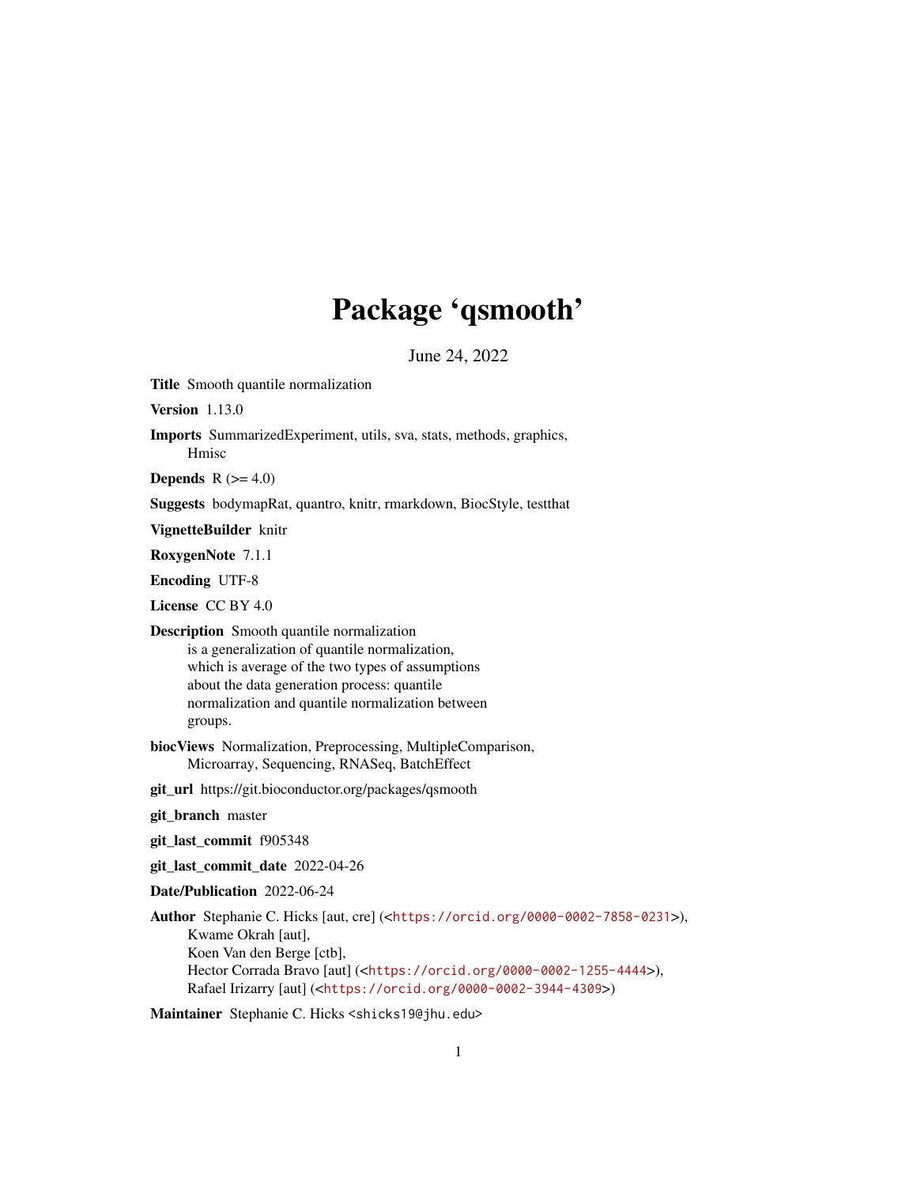# Package 'qsmooth'

June 24, 2022

**Title** Smooth quantile normalization

**Version** 1.13.0

**Imports** SummarizedExperiment, utils, sva, stats, methods, graphics, Hmisc

**Depends** R (>= 4.0)

**Suggests** bodymapRat, quantro, knitr, rmarkdown, BiocStyle, testthat

**VignetteBuilder** knitr

**RoxygenNote** 7.1.1

**Encoding** UTF-8

**License** CC BY 4.0

**Description** Smooth quantile normalization is a generalization of quantile normalization, which is average of the two types of assumptions about the data generation process: quantile normalization and quantile normalization between groups.

**biocViews** Normalization, Preprocessing, MultipleComparison, Microarray, Sequencing, RNASeq, BatchEffect

**git_url** https://git.bioconductor.org/packages/qsmooth

**git_branch** master

**git_last_commit** f905348

**git_last_commit_date** 2022-04-26

**Date/Publication** 2022-06-24

**Author** Stephanie C. Hicks [aut, cre] (<https://orcid.org/0000-0002-7858-0231>), Kwame Okrah [aut], Koen Van den Berge [ctb], Hector Corrada Bravo [aut] (<https://orcid.org/0000-0002-1255-4444>), Rafael Irizarry [aut] (<https://orcid.org/0000-0002-3944-4309>)

**Maintainer** Stephanie C. Hicks <shicks19@jhu.edu>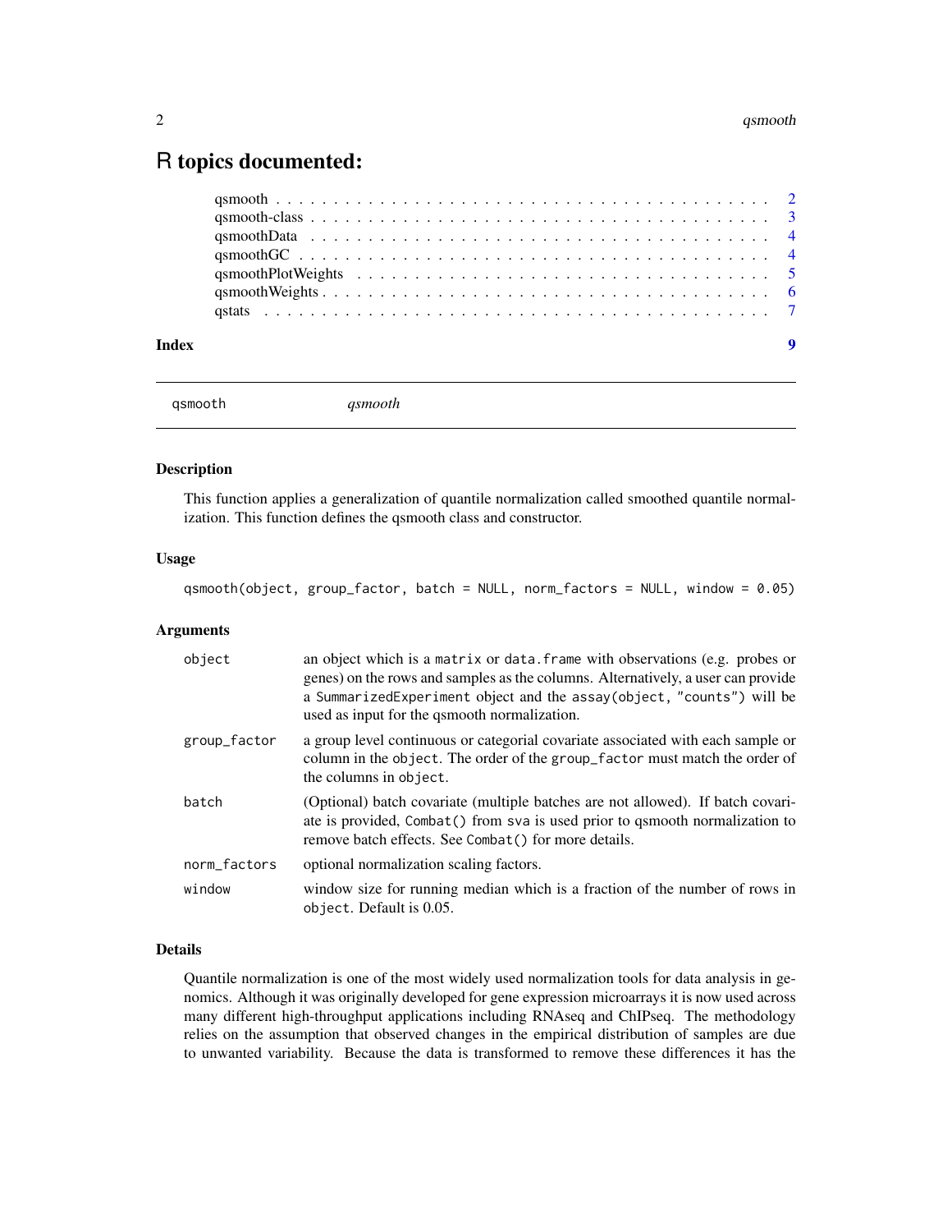# R topics documented:

- qsmooth . . . . . . . . . . . . . . . . . . . . . . . . . . . . . . . . . . . . . . . . 2
- qsmooth-class . . . . . . . . . . . . . . . . . . . . . . . . . . . . . . . . . . . . . 3
- qsmoothData . . . . . . . . . . . . . . . . . . . . . . . . . . . . . . . . . . . . . . 4
- qsmoothGC . . . . . . . . . . . . . . . . . . . . . . . . . . . . . . . . . . . . . . . 4
- qsmoothPlotWeights . . . . . . . . . . . . . . . . . . . . . . . . . . . . . . . . . . 5
- qsmoothWeights . . . . . . . . . . . . . . . . . . . . . . . . . . . . . . . . . . . . 6
- qstats . . . . . . . . . . . . . . . . . . . . . . . . . . . . . . . . . . . . . . . . . 7

**Index** 9

---

`qsmooth` *qsmooth*

---

### Description

This function applies a generalization of quantile normalization called smoothed quantile normalization. This function defines the qsmooth class and constructor.

### Usage

```
qsmooth(object, group_factor, batch = NULL, norm_factors = NULL, window = 0.05)
```

### Arguments

| | |
|---|---|
| `object` | an object which is a `matrix` or `data.frame` with observations (e.g. probes or genes) on the rows and samples as the columns. Alternatively, a user can provide a `SummarizedExperiment` object and the `assay(object, "counts")` will be used as input for the qsmooth normalization. |
| `group_factor` | a group level continuous or categorial covariate associated with each sample or column in the `object`. The order of the `group_factor` must match the order of the columns in `object`. |
| `batch` | (Optional) batch covariate (multiple batches are not allowed). If batch covariate is provided, `Combat()` from `sva` is used prior to qsmooth normalization to remove batch effects. See `Combat()` for more details. |
| `norm_factors` | optional normalization scaling factors. |
| `window` | window size for running median which is a fraction of the number of rows in `object`. Default is 0.05. |

### Details

Quantile normalization is one of the most widely used normalization tools for data analysis in genomics. Although it was originally developed for gene expression microarrays it is now used across many different high-throughput applications including RNAseq and ChIPseq. The methodology relies on the assumption that observed changes in the empirical distribution of samples are due to unwanted variability. Because the data is transformed to remove these differences it has the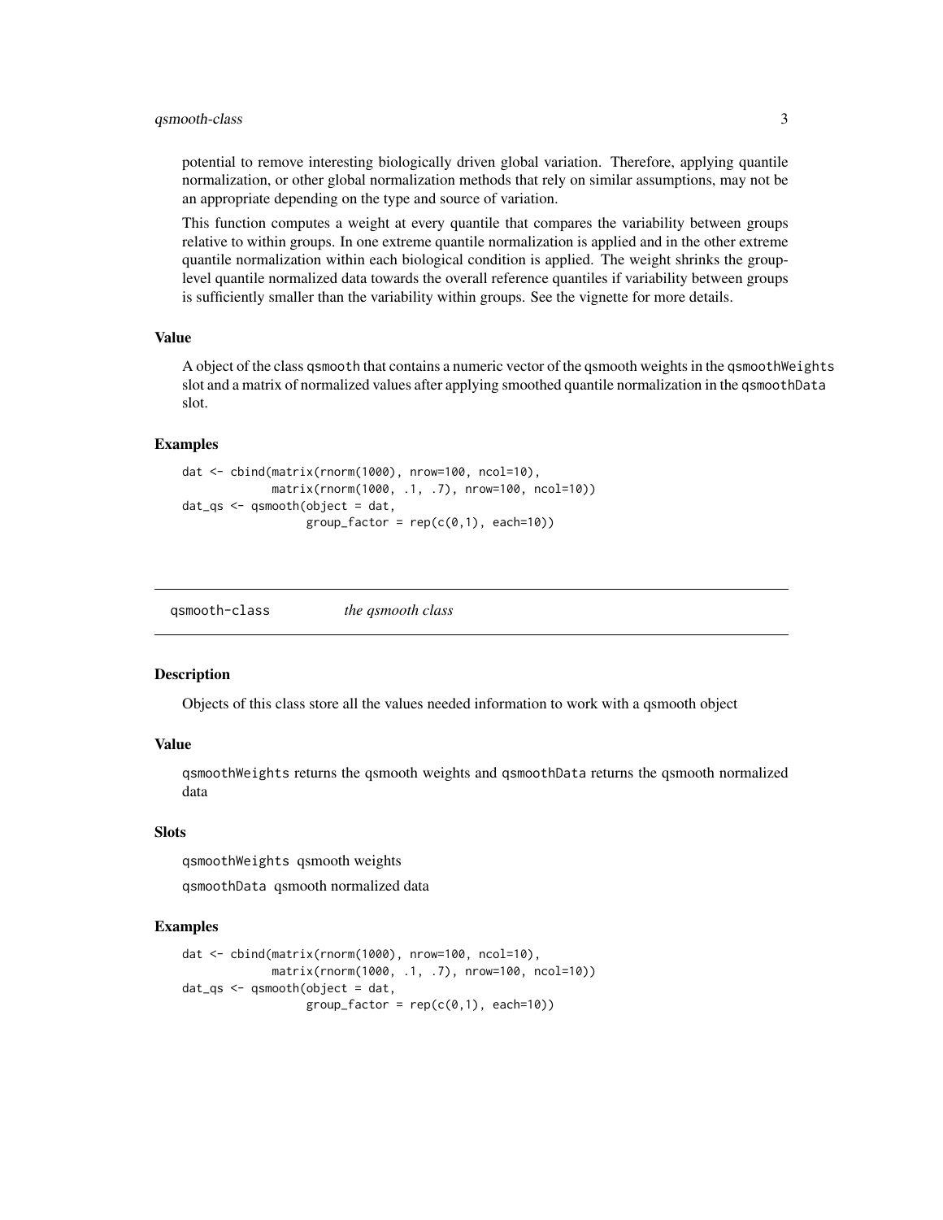potential to remove interesting biologically driven global variation. Therefore, applying quantile normalization, or other global normalization methods that rely on similar assumptions, may not be an appropriate depending on the type and source of variation.

This function computes a weight at every quantile that compares the variability between groups relative to within groups. In one extreme quantile normalization is applied and in the other extreme quantile normalization within each biological condition is applied. The weight shrinks the group-level quantile normalized data towards the overall reference quantiles if variability between groups is sufficiently smaller than the variability within groups. See the vignette for more details.

### Value

A object of the class `qsmooth` that contains a numeric vector of the qsmooth weights in the `qsmoothWeights` slot and a matrix of normalized values after applying smoothed quantile normalization in the `qsmoothData` slot.

### Examples

```
dat <- cbind(matrix(rnorm(1000), nrow=100, ncol=10),
             matrix(rnorm(1000, .1, .7), nrow=100, ncol=10))
dat_qs <- qsmooth(object = dat,
                  group_factor = rep(c(0,1), each=10))
```

---

## `qsmooth-class` *the qsmooth class*

### Description

Objects of this class store all the values needed information to work with a qsmooth object

### Value

`qsmoothWeights` returns the qsmooth weights and `qsmoothData` returns the qsmooth normalized data

### Slots

`qsmoothWeights` qsmooth weights

`qsmoothData` qsmooth normalized data

### Examples

```
dat <- cbind(matrix(rnorm(1000), nrow=100, ncol=10),
             matrix(rnorm(1000, .1, .7), nrow=100, ncol=10))
dat_qs <- qsmooth(object = dat,
                  group_factor = rep(c(0,1), each=10))
```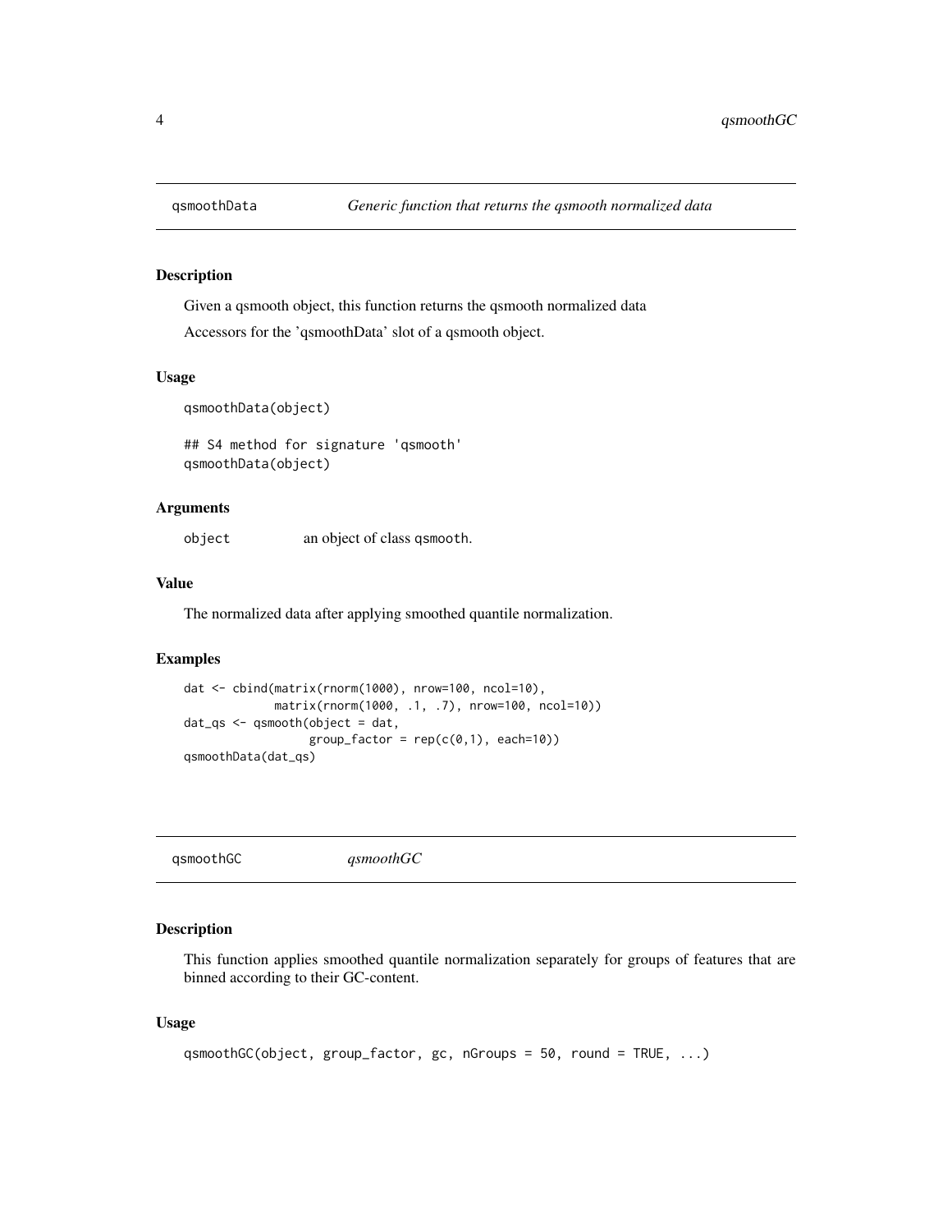## qsmoothData — *Generic function that returns the qsmooth normalized data*

### Description

Given a qsmooth object, this function returns the qsmooth normalized data

Accessors for the 'qsmoothData' slot of a qsmooth object.

### Usage

```
qsmoothData(object)

## S4 method for signature 'qsmooth'
qsmoothData(object)
```

### Arguments

| | |
|---|---|
| `object` | an object of class `qsmooth`. |

### Value

The normalized data after applying smoothed quantile normalization.

### Examples

```
dat <- cbind(matrix(rnorm(1000), nrow=100, ncol=10),
             matrix(rnorm(1000, .1, .7), nrow=100, ncol=10))
dat_qs <- qsmooth(object = dat,
                  group_factor = rep(c(0,1), each=10))
qsmoothData(dat_qs)
```

## qsmoothGC — *qsmoothGC*

### Description

This function applies smoothed quantile normalization separately for groups of features that are binned according to their GC-content.

### Usage

```
qsmoothGC(object, group_factor, gc, nGroups = 50, round = TRUE, ...)
```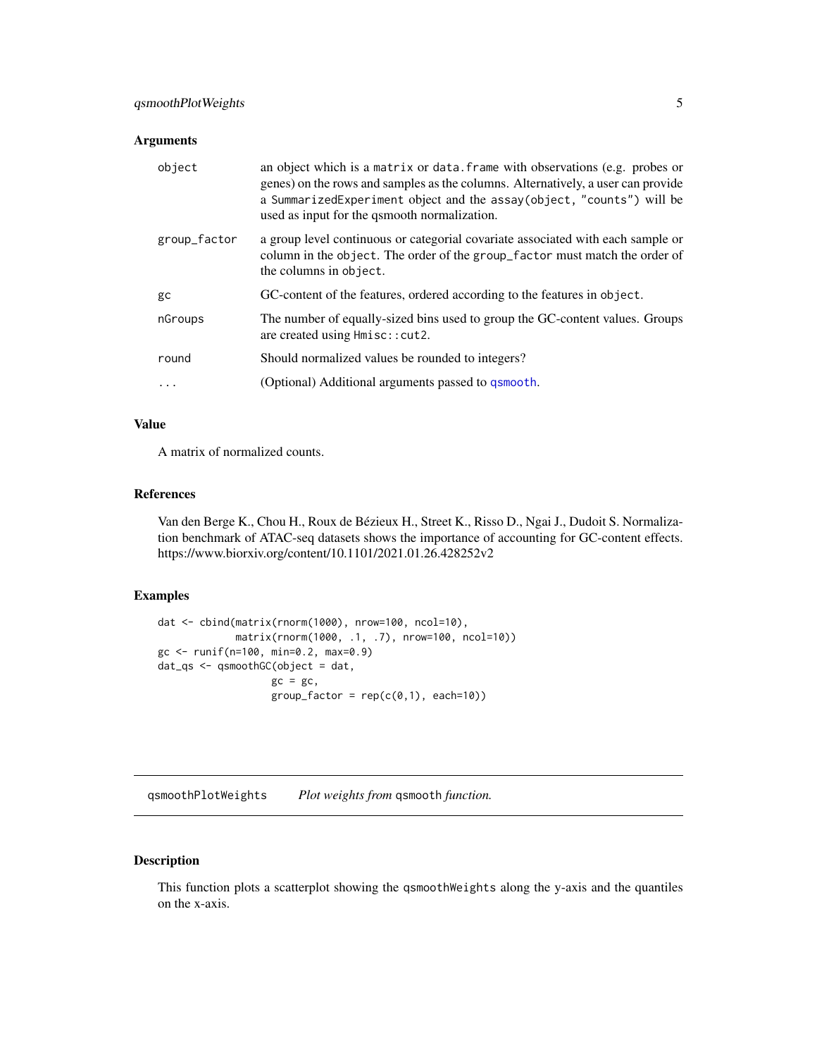### Arguments

| | |
|---|---|
| `object` | an object which is a `matrix` or `data.frame` with observations (e.g. probes or genes) on the rows and samples as the columns. Alternatively, a user can provide a `SummarizedExperiment` object and the `assay(object, "counts")` will be used as input for the qsmooth normalization. |
| `group_factor` | a group level continuous or categorial covariate associated with each sample or column in the `object`. The order of the `group_factor` must match the order of the columns in `object`. |
| `gc` | GC-content of the features, ordered according to the features in `object`. |
| `nGroups` | The number of equally-sized bins used to group the GC-content values. Groups are created using `Hmisc::cut2`. |
| `round` | Should normalized values be rounded to integers? |
| `...` | (Optional) Additional arguments passed to `qsmooth`. |

### Value

A matrix of normalized counts.

### References

Van den Berge K., Chou H., Roux de Bézieux H., Street K., Risso D., Ngai J., Dudoit S. Normalization benchmark of ATAC-seq datasets shows the importance of accounting for GC-content effects. https://www.biorxiv.org/content/10.1101/2021.01.26.428252v2

### Examples

```
dat <- cbind(matrix(rnorm(1000), nrow=100, ncol=10),
             matrix(rnorm(1000, .1, .7), nrow=100, ncol=10))
gc <- runif(n=100, min=0.2, max=0.9)
dat_qs <- qsmoothGC(object = dat,
                    gc = gc,
                    group_factor = rep(c(0,1), each=10))
```

---

## `qsmoothPlotWeights` *Plot weights from* `qsmooth` *function.*

---

### Description

This function plots a scatterplot showing the `qsmoothWeights` along the y-axis and the quantiles on the x-axis.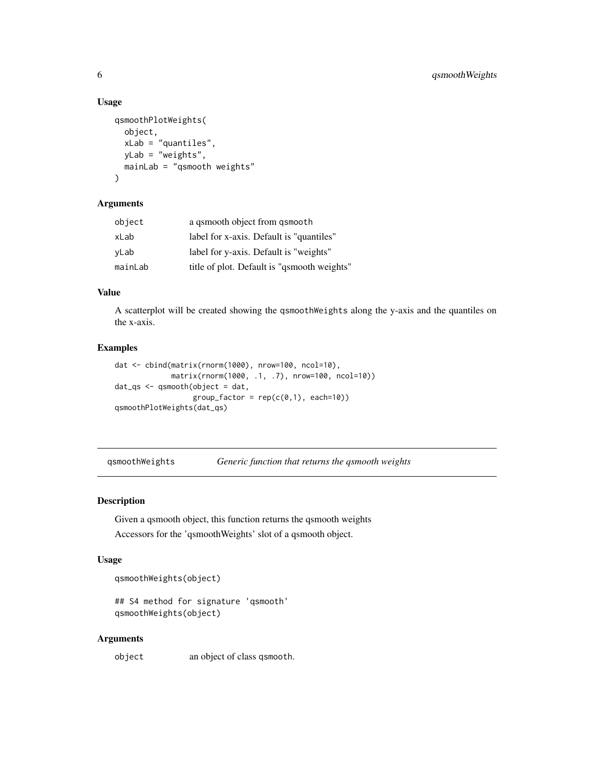## Usage

```
qsmoothPlotWeights(
  object,
  xLab = "quantiles",
  yLab = "weights",
  mainLab = "qsmooth weights"
)
```

## Arguments

| | |
|---|---|
| object | a qsmooth object from qsmooth |
| xLab | label for x-axis. Default is "quantiles" |
| yLab | label for y-axis. Default is "weights" |
| mainLab | title of plot. Default is "qsmooth weights" |

## Value

A scatterplot will be created showing the qsmoothWeights along the y-axis and the quantiles on the x-axis.

## Examples

```
dat <- cbind(matrix(rnorm(1000), nrow=100, ncol=10),
             matrix(rnorm(1000, .1, .7), nrow=100, ncol=10))
dat_qs <- qsmooth(object = dat,
                  group_factor = rep(c(0,1), each=10))
qsmoothPlotWeights(dat_qs)
```

---

# qsmoothWeights — *Generic function that returns the qsmooth weights*

---

## Description

Given a qsmooth object, this function returns the qsmooth weights

Accessors for the 'qsmoothWeights' slot of a qsmooth object.

## Usage

```
qsmoothWeights(object)

## S4 method for signature 'qsmooth'
qsmoothWeights(object)
```

## Arguments

| | |
|---|---|
| object | an object of class qsmooth. |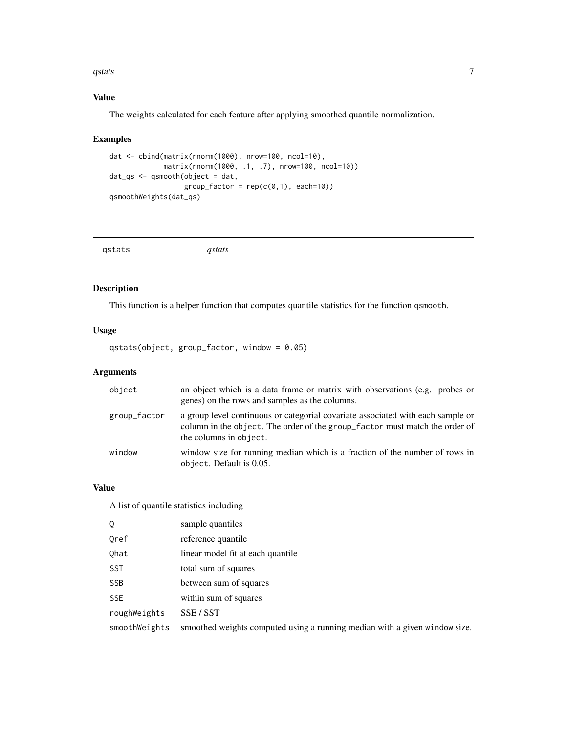## Value

The weights calculated for each feature after applying smoothed quantile normalization.

## Examples

```
dat <- cbind(matrix(rnorm(1000), nrow=100, ncol=10),
             matrix(rnorm(1000, .1, .7), nrow=100, ncol=10))
dat_qs <- qsmooth(object = dat,
                  group_factor = rep(c(0,1), each=10))
qsmoothWeights(dat_qs)
```

---

# qstats *qstats*

## Description

This function is a helper function that computes quantile statistics for the function `qsmooth`.

## Usage

```
qstats(object, group_factor, window = 0.05)
```

## Arguments

| | |
|---|---|
| `object` | an object which is a data frame or matrix with observations (e.g. probes or genes) on the rows and samples as the columns. |
| `group_factor` | a group level continuous or categorial covariate associated with each sample or column in the `object`. The order of the `group_factor` must match the order of the columns in `object`. |
| `window` | window size for running median which is a fraction of the number of rows in `object`. Default is 0.05. |

## Value

A list of quantile statistics including

| | |
|---|---|
| `Q` | sample quantiles |
| `Qref` | reference quantile |
| `Qhat` | linear model fit at each quantile |
| `SST` | total sum of squares |
| `SSB` | between sum of squares |
| `SSE` | within sum of squares |
| `roughWeights` | SSE / SST |
| `smoothWeights` | smoothed weights computed using a running median with a given `window` size. |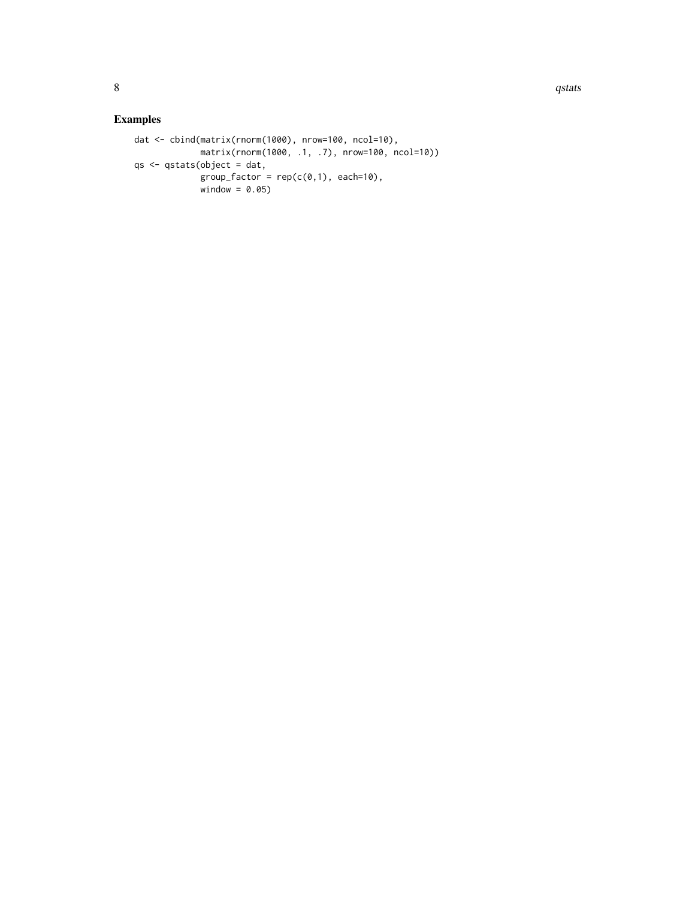## Examples

```
dat <- cbind(matrix(rnorm(1000), nrow=100, ncol=10),
             matrix(rnorm(1000, .1, .7), nrow=100, ncol=10))
qs <- qstats(object = dat,
             group_factor = rep(c(0,1), each=10),
             window = 0.05)
```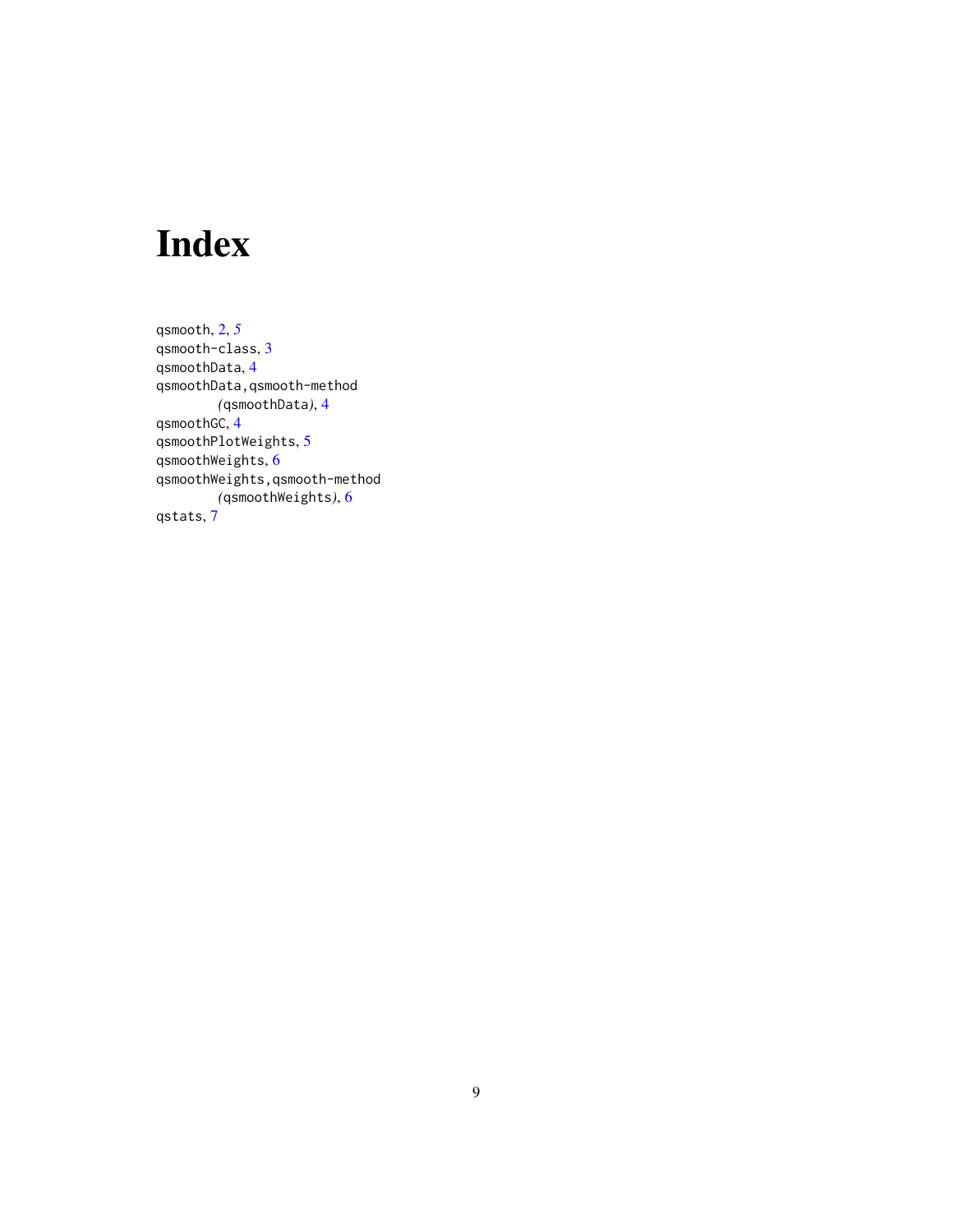# Index

qsmooth, 2, *5*  
qsmooth-class, 3  
qsmoothData, 4  
qsmoothData,qsmooth-method  
        *(*qsmoothData*)*, 4  
qsmoothGC, 4  
qsmoothPlotWeights, 5  
qsmoothWeights, 6  
qsmoothWeights,qsmooth-method  
        *(*qsmoothWeights*)*, 6  
qstats, 7